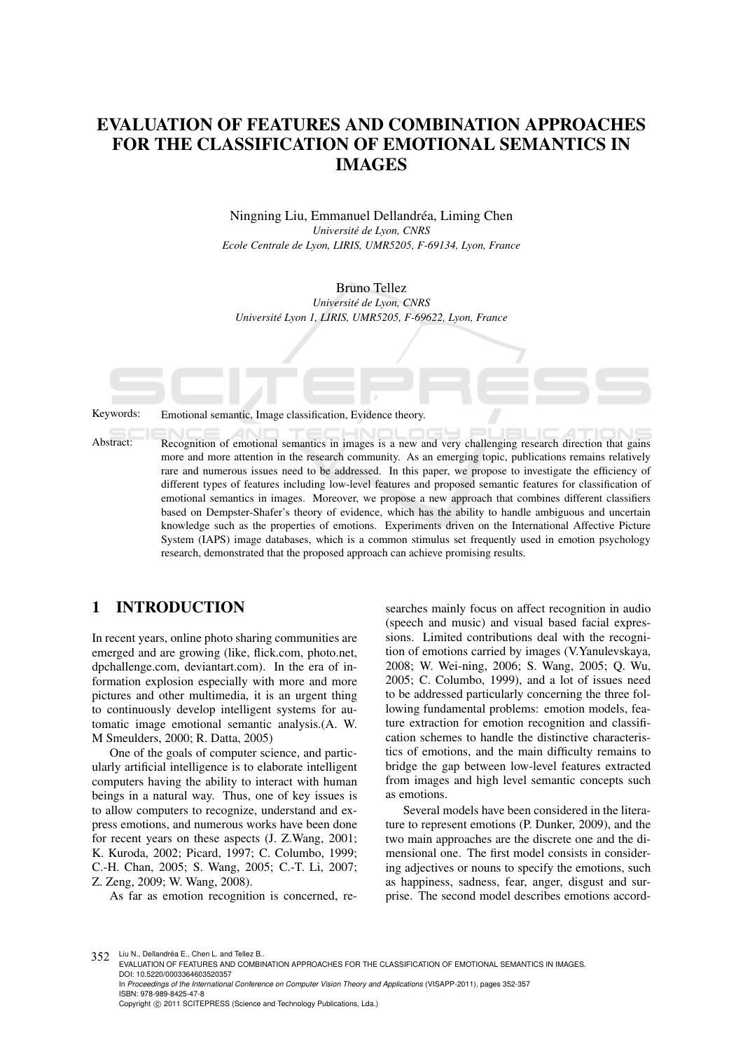# EVALUATION OF FEATURES AND COMBINATION APPROACHES FOR THE CLASSIFICATION OF EMOTIONAL SEMANTICS IN IMAGES

Ningning Liu, Emmanuel Dellandréa, Liming Chen
*Université de Lyon, CNRS*
*Ecole Centrale de Lyon, LIRIS, UMR5205, F-69134, Lyon, France*

Bruno Tellez
*Université de Lyon, CNRS*
*Université Lyon 1, LIRIS, UMR5205, F-69622, Lyon, France*

Keywords: Emotional semantic, Image classification, Evidence theory.

Abstract: Recognition of emotional semantics in images is a new and very challenging research direction that gains more and more attention in the research community. As an emerging topic, publications remains relatively rare and numerous issues need to be addressed. In this paper, we propose to investigate the efficiency of different types of features including low-level features and proposed semantic features for classification of emotional semantics in images. Moreover, we propose a new approach that combines different classifiers based on Dempster-Shafer's theory of evidence, which has the ability to handle ambiguous and uncertain knowledge such as the properties of emotions. Experiments driven on the International Affective Picture System (IAPS) image databases, which is a common stimulus set frequently used in emotion psychology research, demonstrated that the proposed approach can achieve promising results.

## 1 INTRODUCTION

In recent years, online photo sharing communities are emerged and are growing (like, flick.com, photo.net, dpchallenge.com, deviantart.com). In the era of information explosion especially with more and more pictures and other multimedia, it is an urgent thing to continuously develop intelligent systems for automatic image emotional semantic analysis.(A. W. M Smeulders, 2000; R. Datta, 2005)

One of the goals of computer science, and particularly artificial intelligence is to elaborate intelligent computers having the ability to interact with human beings in a natural way. Thus, one of key issues is to allow computers to recognize, understand and express emotions, and numerous works have been done for recent years on these aspects (J. Z.Wang, 2001; K. Kuroda, 2002; Picard, 1997; C. Columbo, 1999; C.-H. Chan, 2005; S. Wang, 2005; C.-T. Li, 2007; Z. Zeng, 2009; W. Wang, 2008).

As far as emotion recognition is concerned, researches mainly focus on affect recognition in audio (speech and music) and visual based facial expressions. Limited contributions deal with the recognition of emotions carried by images (V.Yanulevskaya, 2008; W. Wei-ning, 2006; S. Wang, 2005; Q. Wu, 2005; C. Columbo, 1999), and a lot of issues need to be addressed particularly concerning the three following fundamental problems: emotion models, feature extraction for emotion recognition and classification schemes to handle the distinctive characteristics of emotions, and the main difficulty remains to bridge the gap between low-level features extracted from images and high level semantic concepts such as emotions.

Several models have been considered in the literature to represent emotions (P. Dunker, 2009), and the two main approaches are the discrete one and the dimensional one. The first model consists in considering adjectives or nouns to specify the emotions, such as happiness, sadness, fear, anger, disgust and surprise. The second model describes emotions accord-

Liu N., Dellandréa E., Chen L. and Tellez B..
EVALUATION OF FEATURES AND COMBINATION APPROACHES FOR THE CLASSIFICATION OF EMOTIONAL SEMANTICS IN IMAGES.
DOI: 10.5220/0003364603520357
In *Proceedings of the International Conference on Computer Vision Theory and Applications* (VISAPP-2011), pages 352-357
ISBN: 978-989-8425-47-8
Copyright © 2011 SCITEPRESS (Science and Technology Publications, Lda.)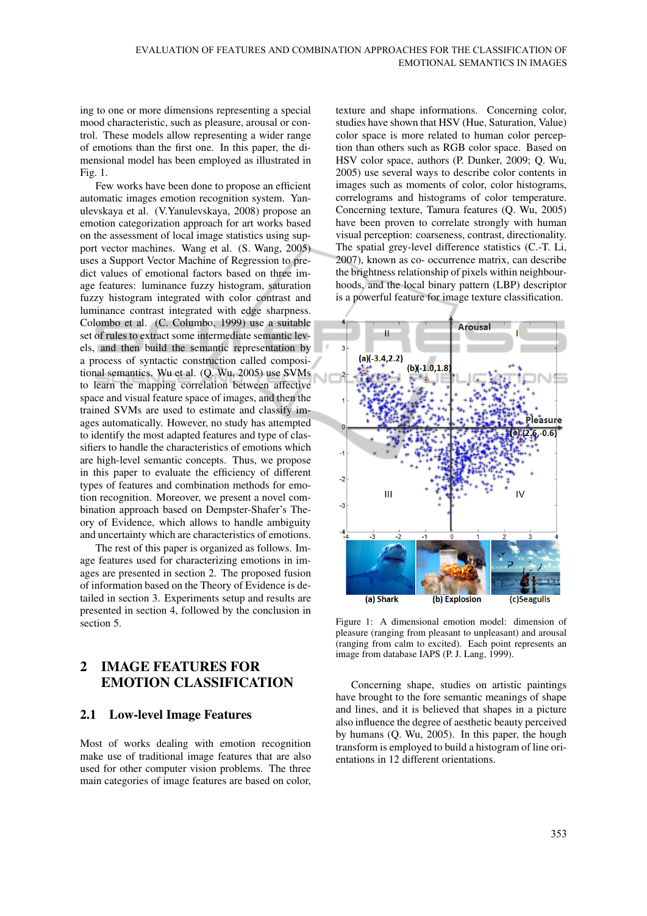ing to one or more dimensions representing a special mood characteristic, such as pleasure, arousal or control. These models allow representing a wider range of emotions than the first one. In this paper, the dimensional model has been employed as illustrated in Fig. 1.

Few works have been done to propose an efficient automatic images emotion recognition system. Yanulevskaya et al. (V.Yanulevskaya, 2008) propose an emotion categorization approach for art works based on the assessment of local image statistics using support vector machines. Wang et al. (S. Wang, 2005) uses a Support Vector Machine of Regression to predict values of emotional factors based on three image features: luminance fuzzy histogram, saturation fuzzy histogram integrated with color contrast and luminance contrast integrated with edge sharpness. Colombo et al. (C. Columbo, 1999) use a suitable set of rules to extract some intermediate semantic levels, and then build the semantic representation by a process of syntactic construction called compositional semantics. Wu et al. (Q. Wu, 2005) use SVMs to learn the mapping correlation between affective space and visual feature space of images, and then the trained SVMs are used to estimate and classify images automatically. However, no study has attempted to identify the most adapted features and type of classifiers to handle the characteristics of emotions which are high-level semantic concepts. Thus, we propose in this paper to evaluate the efficiency of different types of features and combination methods for emotion recognition. Moreover, we present a novel combination approach based on Dempster-Shafer's Theory of Evidence, which allows to handle ambiguity and uncertainty which are characteristics of emotions.

The rest of this paper is organized as follows. Image features used for characterizing emotions in images are presented in section 2. The proposed fusion of information based on the Theory of Evidence is detailed in section 3. Experiments setup and results are presented in section 4, followed by the conclusion in section 5.

## 2 IMAGE FEATURES FOR EMOTION CLASSIFICATION

### 2.1 Low-level Image Features

Most of works dealing with emotion recognition make use of traditional image features that are also used for other computer vision problems. The three main categories of image features are based on color, texture and shape informations. Concerning color, studies have shown that HSV (Hue, Saturation, Value) color space is more related to human color perception than others such as RGB color space. Based on HSV color space, authors (P. Dunker, 2009; Q. Wu, 2005) use several ways to describe color contents in images such as moments of color, color histograms, correlograms and histograms of color temperature. Concerning texture, Tamura features (Q. Wu, 2005) have been proven to correlate strongly with human visual perception: coarseness, contrast, directionality. The spatial grey-level difference statistics (C.-T. Li, 2007), known as co- occurrence matrix, can describe the brightness relationship of pixels within neighbourhoods, and the local binary pattern (LBP) descriptor is a powerful feature for image texture classification.

Figure 1: A dimensional emotion model: dimension of pleasure (ranging from pleasant to unpleasant) and arousal (ranging from calm to excited). Each point represents an image from database IAPS (P. J. Lang, 1999).

Concerning shape, studies on artistic paintings have brought to the fore semantic meanings of shape and lines, and it is believed that shapes in a picture also influence the degree of aesthetic beauty perceived by humans (Q. Wu, 2005). In this paper, the hough transform is employed to build a histogram of line orientations in 12 different orientations.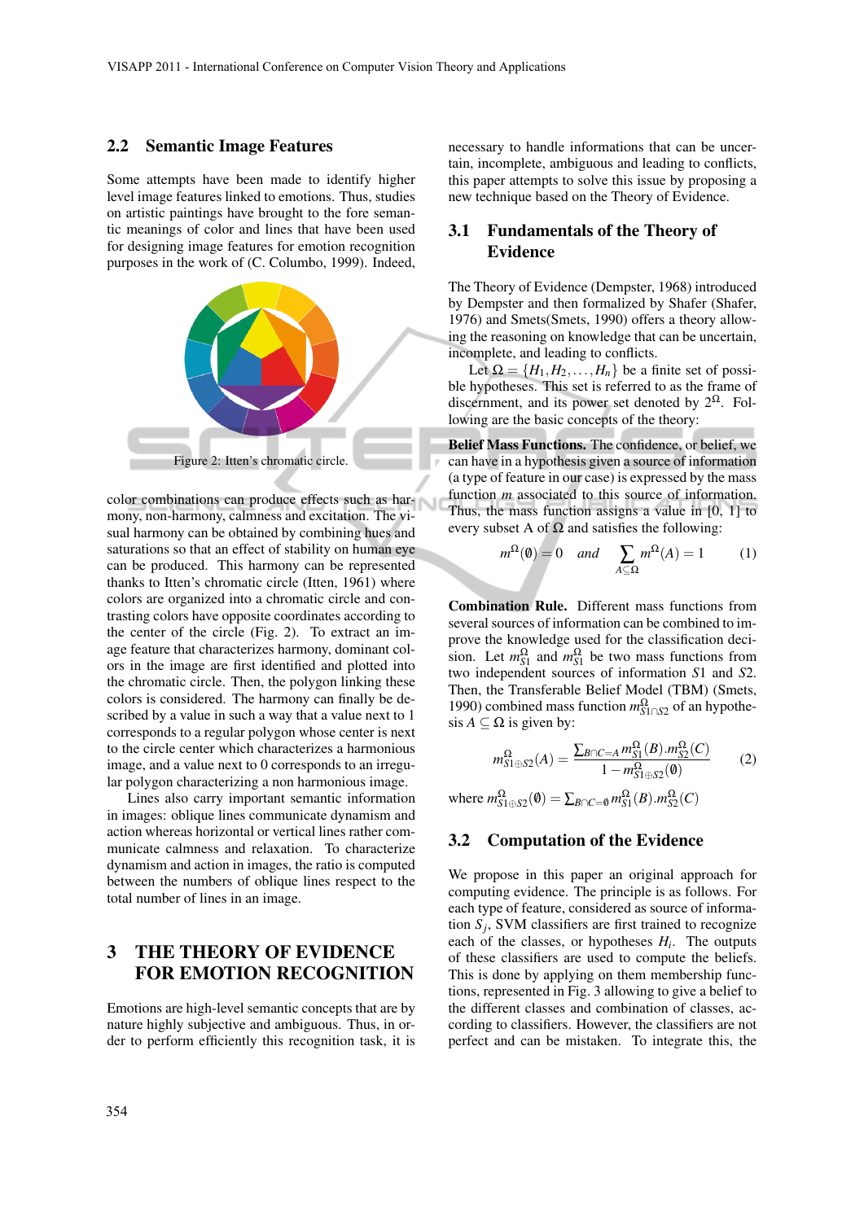## 2.2 Semantic Image Features

Some attempts have been made to identify higher level image features linked to emotions. Thus, studies on artistic paintings have brought to the fore semantic meanings of color and lines that have been used for designing image features for emotion recognition purposes in the work of (C. Columbo, 1999). Indeed,

Figure 2: Itten's chromatic circle.

color combinations can produce effects such as harmony, non-harmony, calmness and excitation. The visual harmony can be obtained by combining hues and saturations so that an effect of stability on human eye can be produced. This harmony can be represented thanks to Itten's chromatic circle (Itten, 1961) where colors are organized into a chromatic circle and contrasting colors have opposite coordinates according to the center of the circle (Fig. 2). To extract an image feature that characterizes harmony, dominant colors in the image are first identified and plotted into the chromatic circle. Then, the polygon linking these colors is considered. The harmony can finally be described by a value in such a way that a value next to 1 corresponds to a regular polygon whose center is next to the circle center which characterizes a harmonious image, and a value next to 0 corresponds to an irregular polygon characterizing a non harmonious image.

Lines also carry important semantic information in images: oblique lines communicate dynamism and action whereas horizontal or vertical lines rather communicate calmness and relaxation. To characterize dynamism and action in images, the ratio is computed between the numbers of oblique lines respect to the total number of lines in an image.

# 3 THE THEORY OF EVIDENCE FOR EMOTION RECOGNITION

Emotions are high-level semantic concepts that are by nature highly subjective and ambiguous. Thus, in order to perform efficiently this recognition task, it is necessary to handle informations that can be uncertain, incomplete, ambiguous and leading to conflicts, this paper attempts to solve this issue by proposing a new technique based on the Theory of Evidence.

## 3.1 Fundamentals of the Theory of Evidence

The Theory of Evidence (Dempster, 1968) introduced by Dempster and then formalized by Shafer (Shafer, 1976) and Smets(Smets, 1990) offers a theory allowing the reasoning on knowledge that can be uncertain, incomplete, and leading to conflicts.

Let $\Omega = \{H_1, H_2, \ldots, H_n\}$ be a finite set of possible hypotheses. This set is referred to as the frame of discernment, and its power set denoted by $2^{\Omega}$. Following are the basic concepts of the theory:

**Belief Mass Functions.** The confidence, or belief, we can have in a hypothesis given a source of information (a type of feature in our case) is expressed by the mass function $m$ associated to this source of information. Thus, the mass function assigns a value in [0, 1] to every subset A of $\Omega$ and satisfies the following:

$$m^{\Omega}(\emptyset) = 0 \quad and \quad \sum_{A \subseteq \Omega} m^{\Omega}(A) = 1 \tag{1}$$

**Combination Rule.** Different mass functions from several sources of information can be combined to improve the knowledge used for the classification decision. Let $m^{\Omega}_{S1}$ and $m^{\Omega}_{S1}$ be two mass functions from two independent sources of information $S1$ and $S2$. Then, the Transferable Belief Model (TBM) (Smets, 1990) combined mass function $m^{\Omega}_{S1 \cap S2}$ of an hypothesis $A \subseteq \Omega$ is given by:

$$m^{\Omega}_{S1 \oplus S2}(A) = \frac{\sum_{B \cap C = A} m^{\Omega}_{S1}(B).m^{\Omega}_{S2}(C)}{1 - m^{\Omega}_{S1 \oplus S2}(\emptyset)} \tag{2}$$

where $m^{\Omega}_{S1 \oplus S2}(\emptyset) = \sum_{B \cap C = \emptyset} m^{\Omega}_{S1}(B).m^{\Omega}_{S2}(C)$

## 3.2 Computation of the Evidence

We propose in this paper an original approach for computing evidence. The principle is as follows. For each type of feature, considered as source of information $S_j$, SVM classifiers are first trained to recognize each of the classes, or hypotheses $H_i$. The outputs of these classifiers are used to compute the beliefs. This is done by applying on them membership functions, represented in Fig. 3 allowing to give a belief to the different classes and combination of classes, according to classifiers. However, the classifiers are not perfect and can be mistaken. To integrate this, the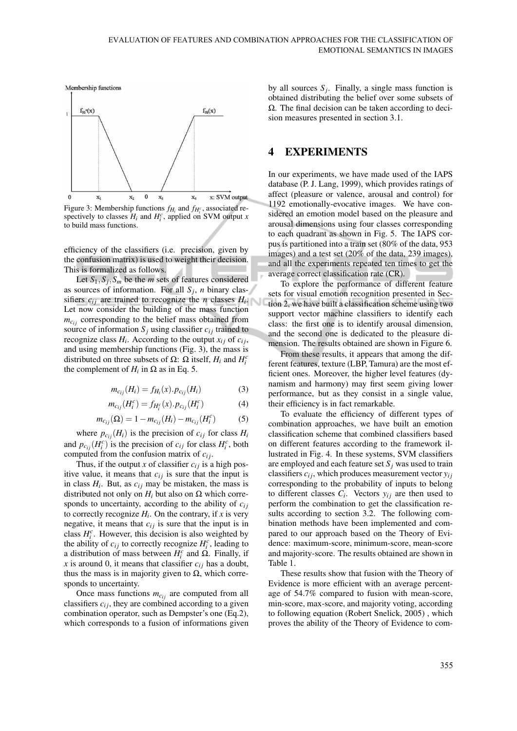Figure 3: Membership functions $f_{H_i}$ and $f_{H_i^c}$, associated respectively to classes $H_i$ and $H_i^c$, applied on SVM output $x$ to build mass functions.

efficiency of the classifiers (i.e. precision, given by the confusion matrix) is used to weight their decision. This is formalized as follows.

Let $S_1, S_j, S_m$ be the $m$ sets of features considered as sources of information. For all $S_j$, $n$ binary classifiers $c_{ij}$ are trained to recognize the $n$ classes $H_i$. Let now consider the building of the mass function $m_{c_{ij}}$ corresponding to the belief mass obtained from source of information $S_j$ using classifier $c_{ij}$ trained to recognize class $H_i$. According to the output $x_{ij}$ of $c_{ij}$, and using membership functions (Fig. 3), the mass is distributed on three subsets of Ω: Ω itself, $H_i$ and $H_i^c$ the complement of $H_i$ in Ω as in Eq. 5.

$$m_{c_{ij}}(H_i) = f_{H_i}(x).p_{c_{ij}}(H_i) \quad (3)$$

$$m_{c_{ij}}(H_i^c) = f_{H_i^c}(x).p_{c_{ij}}(H_i^c) \quad (4)$$

$$m_{c_{ij}}(\Omega) = 1 - m_{c_{ij}}(H_i) - m_{c_{ij}}(H_i^c) \quad (5)$$

where $p_{c_{ij}}(H_i)$ is the precision of $c_{ij}$ for class $H_i$ and $p_{c_{ij}}(H_i^c)$ is the precision of $c_{ij}$ for class $H_i^c$, both computed from the confusion matrix of $c_{ij}$.

Thus, if the output $x$ of classifier $c_{ij}$ is a high positive value, it means that $c_{ij}$ is sure that the input is in class $H_i$. But, as $c_{ij}$ may be mistaken, the mass is distributed not only on $H_i$ but also on Ω which corresponds to uncertainty, according to the ability of $c_{ij}$ to correctly recognize $H_i$. On the contrary, if $x$ is very negative, it means that $c_{ij}$ is sure that the input is in class $H_i^c$. However, this decision is also weighted by the ability of $c_{ij}$ to correctly recognize $H_i^c$, leading to a distribution of mass between $H_i^c$ and Ω. Finally, if $x$ is around 0, it means that classifier $c_{ij}$ has a doubt, thus the mass is in majority given to Ω, which corresponds to uncertainty.

Once mass functions $m_{c_{ij}}$ are computed from all classifiers $c_{ij}$, they are combined according to a given combination operator, such as Dempster's one (Eq.2), which corresponds to a fusion of informations given by all sources $S_j$. Finally, a single mass function is obtained distributing the belief over some subsets of Ω. The final decision can be taken according to decision measures presented in section 3.1.

## 4 EXPERIMENTS

In our experiments, we have made used of the IAPS database (P. J. Lang, 1999), which provides ratings of affect (pleasure or valence, arousal and control) for 1192 emotionally-evocative images. We have considered an emotion model based on the pleasure and arousal dimensions using four classes corresponding to each quadrant as shown in Fig. 5. The IAPS corpus is partitioned into a train set (80% of the data, 953 images) and a test set (20% of the data, 239 images), and all the experiments repeated ten times to get the average correct classification rate (CR).

To explore the performance of different feature sets for visual emotion recognition presented in Section 2, we have built a classification scheme using two support vector machine classifiers to identify each class: the first one is to identify arousal dimension, and the second one is dedicated to the pleasure dimension. The results obtained are shown in Figure 6.

From these results, it appears that among the different features, texture (LBP, Tamura) are the most efficient ones. Moreover, the higher level features (dynamism and harmony) may first seem giving lower performance, but as they consist in a single value, their efficiency is in fact remarkable.

To evaluate the efficiency of different types of combination approaches, we have built an emotion classification scheme that combined classifiers based on different features according to the framework illustrated in Fig. 4. In these systems, SVM classifiers are employed and each feature set $S_j$ was used to train classifiers $c_{ij}$, which produces measurement vector $y_{ij}$ corresponding to the probability of inputs to belong to different classes $C_i$. Vectors $y_{ij}$ are then used to perform the combination to get the classification results according to section 3.2. The following combination methods have been implemented and compared to our approach based on the Theory of Evidence: maximum-score, minimum-score, mean-score and majority-score. The results obtained are shown in Table 1.

These results show that fusion with the Theory of Evidence is more efficient with an average percentage of 54.7% compared to fusion with mean-score, min-score, max-score, and majority voting, according to following equation (Robert Snelick, 2005) , which proves the ability of the Theory of Evidence to com-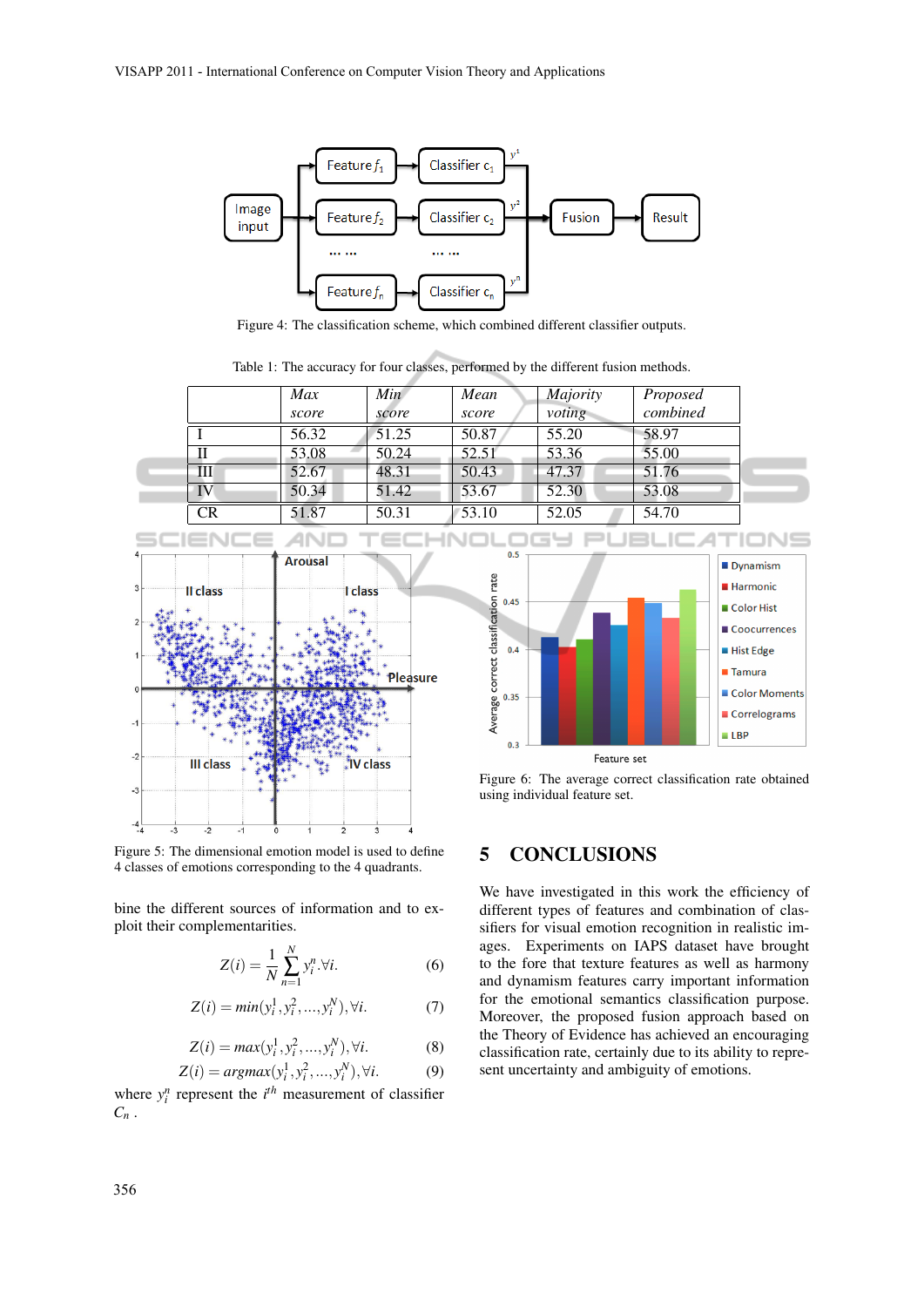Figure 4: The classification scheme, which combined different classifier outputs.

Table 1: The accuracy for four classes, performed by the different fusion methods.

| | *Max score* | *Min score* | *Mean score* | *Majority voting* | *Proposed combined* |
|---|---|---|---|---|---|
| I | 56.32 | 51.25 | 50.87 | 55.20 | 58.97 |
| II | 53.08 | 50.24 | 52.51 | 53.36 | 55.00 |
| III | 52.67 | 48.31 | 50.43 | 47.37 | 51.76 |
| IV | 50.34 | 51.42 | 53.67 | 52.30 | 53.08 |
| CR | 51.87 | 50.31 | 53.10 | 52.05 | 54.70 |

Figure 5: The dimensional emotion model is used to define 4 classes of emotions corresponding to the 4 quadrants.

bine the different sources of information and to exploit their complementarities.

$$Z(i) = \frac{1}{N}\sum_{n=1}^{N} y_i^n . \forall i. \quad (6)$$

$$Z(i) = min(y_i^1, y_i^2, ..., y_i^N), \forall i. \quad (7)$$

$$Z(i) = max(y_i^1, y_i^2, ..., y_i^N), \forall i. \quad (8)$$

$$Z(i) = argmax(y_i^1, y_i^2, ..., y_i^N), \forall i. \quad (9)$$

where $y_i^n$ represent the $i^{th}$ measurement of classifier $C_n$ .

Figure 6: The average correct classification rate obtained using individual feature set.

## 5 CONCLUSIONS

We have investigated in this work the efficiency of different types of features and combination of classifiers for visual emotion recognition in realistic images. Experiments on IAPS dataset have brought to the fore that texture features as well as harmony and dynamism features carry important information for the emotional semantics classification purpose. Moreover, the proposed fusion approach based on the Theory of Evidence has achieved an encouraging classification rate, certainly due to its ability to represent uncertainty and ambiguity of emotions.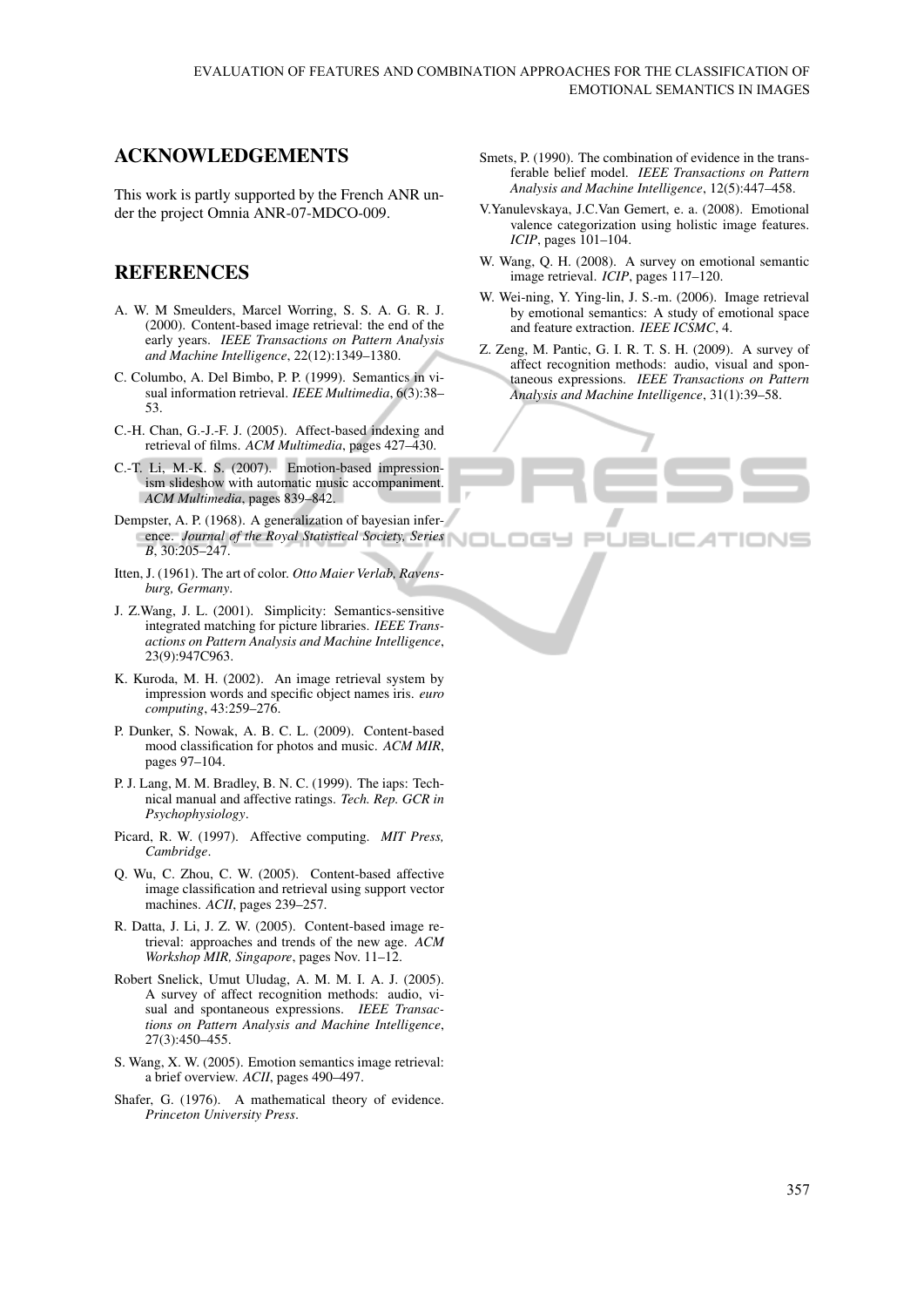## ACKNOWLEDGEMENTS

This work is partly supported by the French ANR under the project Omnia ANR-07-MDCO-009.

## REFERENCES

A. W. M Smeulders, Marcel Worring, S. S. A. G. R. J. (2000). Content-based image retrieval: the end of the early years. *IEEE Transactions on Pattern Analysis and Machine Intelligence*, 22(12):1349–1380.

C. Columbo, A. Del Bimbo, P. P. (1999). Semantics in visual information retrieval. *IEEE Multimedia*, 6(3):38–53.

C.-H. Chan, G.-J.-F. J. (2005). Affect-based indexing and retrieval of films. *ACM Multimedia*, pages 427–430.

C.-T. Li, M.-K. S. (2007). Emotion-based impressionism slideshow with automatic music accompaniment. *ACM Multimedia*, pages 839–842.

Dempster, A. P. (1968). A generalization of bayesian inference. *Journal of the Royal Statistical Society, Series B*, 30:205–247.

Itten, J. (1961). The art of color. *Otto Maier Verlab, Ravensburg, Germany*.

J. Z.Wang, J. L. (2001). Simplicity: Semantics-sensitive integrated matching for picture libraries. *IEEE Transactions on Pattern Analysis and Machine Intelligence*, 23(9):947C963.

K. Kuroda, M. H. (2002). An image retrieval system by impression words and specific object names iris. *euro computing*, 43:259–276.

P. Dunker, S. Nowak, A. B. C. L. (2009). Content-based mood classification for photos and music. *ACM MIR*, pages 97–104.

P. J. Lang, M. M. Bradley, B. N. C. (1999). The iaps: Technical manual and affective ratings. *Tech. Rep. GCR in Psychophysiology*.

Picard, R. W. (1997). Affective computing. *MIT Press, Cambridge*.

Q. Wu, C. Zhou, C. W. (2005). Content-based affective image classification and retrieval using support vector machines. *ACII*, pages 239–257.

R. Datta, J. Li, J. Z. W. (2005). Content-based image retrieval: approaches and trends of the new age. *ACM Workshop MIR, Singapore*, pages Nov. 11–12.

Robert Snelick, Umut Uludag, A. M. M. I. A. J. (2005). A survey of affect recognition methods: audio, visual and spontaneous expressions. *IEEE Transactions on Pattern Analysis and Machine Intelligence*, 27(3):450–455.

S. Wang, X. W. (2005). Emotion semantics image retrieval: a brief overview. *ACII*, pages 490–497.

Shafer, G. (1976). A mathematical theory of evidence. *Princeton University Press*.

Smets, P. (1990). The combination of evidence in the transferable belief model. *IEEE Transactions on Pattern Analysis and Machine Intelligence*, 12(5):447–458.

V.Yanulevskaya, J.C.Van Gemert, e. a. (2008). Emotional valence categorization using holistic image features. *ICIP*, pages 101–104.

W. Wang, Q. H. (2008). A survey on emotional semantic image retrieval. *ICIP*, pages 117–120.

W. Wei-ning, Y. Ying-lin, J. S.-m. (2006). Image retrieval by emotional semantics: A study of emotional space and feature extraction. *IEEE ICSMC*, 4.

Z. Zeng, M. Pantic, G. I. R. T. S. H. (2009). A survey of affect recognition methods: audio, visual and spontaneous expressions. *IEEE Transactions on Pattern Analysis and Machine Intelligence*, 31(1):39–58.